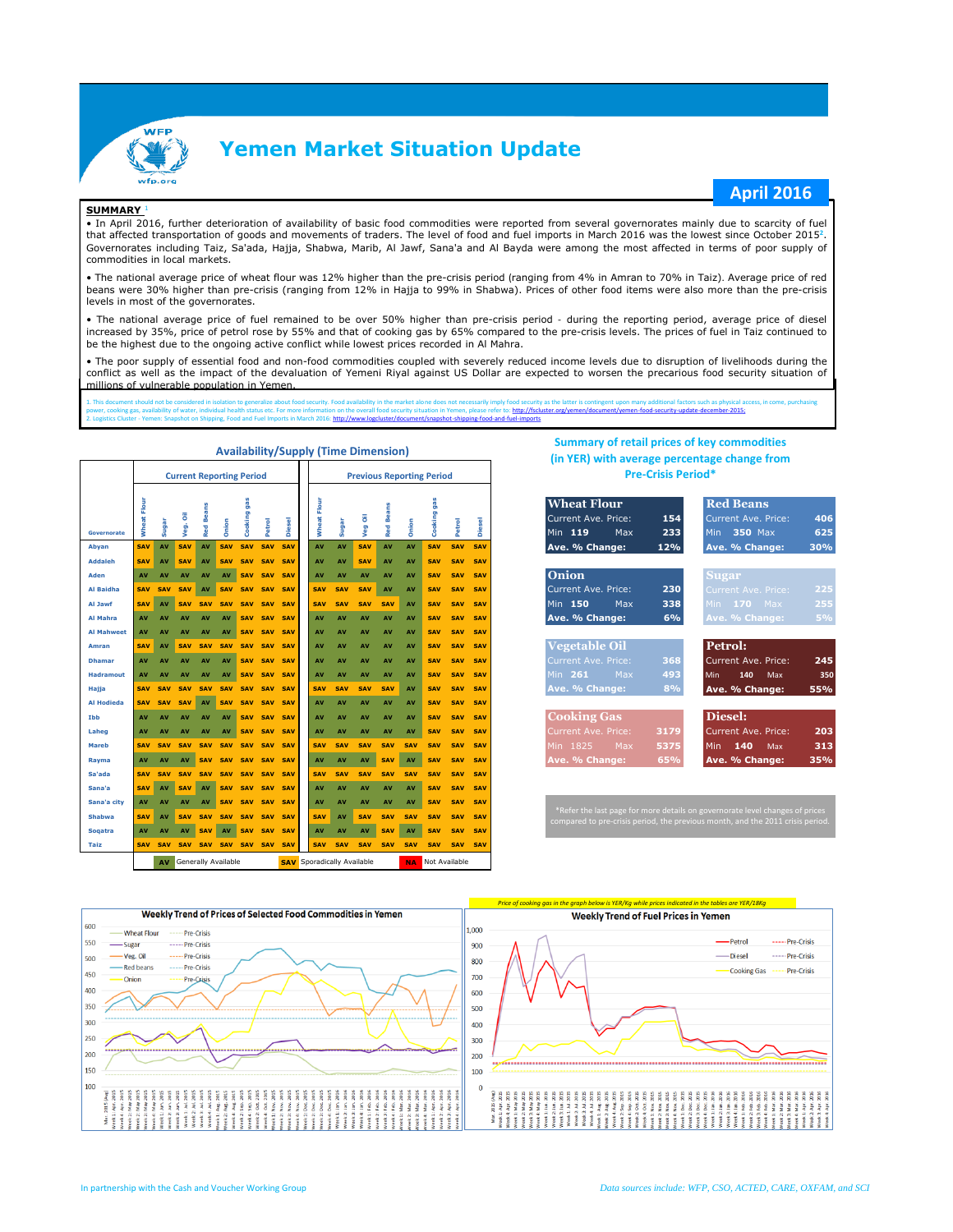# Yemen Market Situation Update

**April 2016**

**SUMMARY** [1]

- In April 2016, further deterioration of availability of basic food commodities were reported from several governorates mainly due to scarcity of fuel that affected transportation of goods and movements of traders. The level of food and fuel imports in March 2016 was the lowest since October 2015[2]. Governorates including Taiz, Sa'ada, Hajja, Shabwa, Marib, Al Jawf, Sana'a and Al Bayda were among the most affected in terms of poor supply of commodities in local markets.
- The national average price of wheat flour was 12% higher than the pre-crisis period (ranging from 4% in Amran to 70% in Taiz). Average price of red beans were 30% higher than pre-crisis (ranging from 12% in Hajja to 99% in Shabwa). Prices of other food items were also more than the pre-crisis levels in most of the governorates.
- The national average price of fuel remained to be over 50% higher than pre-crisis period - during the reporting period, average price of diesel increased by 35%, price of petrol rose by 55% and that of cooking gas by 65% compared to the pre-crisis levels. The prices of fuel in Taiz continued to be the highest due to the ongoing active conflict while lowest prices recorded in Al Mahra.
- The poor supply of essential food and non-food commodities coupled with severely reduced income levels due to disruption of livelihoods during the conflict as well as the impact of the devaluation of Yemeni Riyal against US Dollar are expected to worsen the precarious food security situation of millions of vulnerable population in Yemen.

1. This document should not be considered in isolation to generalize about food security. Food availability in the market alone does not necessarily imply food security as the latter is contingent upon many additional factors such as physical access, income, purchasing power, cooking gas, availability of water, individual health status etc. For more information on the overall food security situation in Yemen, please refer to: http://fscluster.org/yemen/document/yemen-food-security-update-december-2015;
2. Logistics Cluster - Yemen: Snapshot on Shipping, Food and Fuel Imports in March 2016: http://www.logcluster.org/document/snapshot-shipping-food-and-fuel-imports

## Availability/Supply (Time Dimension)

| | Current Reporting Period | | | | | | | | Previous Reporting Period | | | | | | | |
|---|---|---|---|---|---|---|---|---|---|---|---|---|---|---|---|---|
| Governorate | Wheat Flour | Sugar | Veg. Oil | Red Beans | Onion | Cooking gas | Petrol | Diesel | Wheat Flour | Sugar | Veg Oil | Red Beans | Onion | Cooking gas | Petrol | Diesel |
| Abyan | SAV | AV | SAV | AV | SAV | SAV | SAV | SAV | AV | AV | SAV | AV | AV | SAV | SAV | SAV |
| Addaleh | SAV | AV | SAV | AV | SAV | SAV | SAV | SAV | AV | AV | SAV | AV | AV | SAV | SAV | SAV |
| Aden | AV | AV | AV | AV | AV | SAV | SAV | SAV | AV | AV | AV | AV | AV | SAV | SAV | SAV |
| Al Baidha | SAV | SAV | SAV | AV | SAV | SAV | SAV | SAV | SAV | SAV | SAV | AV | AV | SAV | SAV | SAV |
| Al Jawf | SAV | AV | SAV | SAV | SAV | SAV | SAV | SAV | SAV | SAV | SAV | SAV | AV | SAV | SAV | SAV |
| Al Mahra | AV | AV | AV | AV | AV | SAV | SAV | SAV | AV | AV | AV | AV | AV | SAV | SAV | SAV |
| Al Mahweet | AV | AV | AV | AV | AV | SAV | SAV | SAV | AV | AV | AV | AV | AV | SAV | SAV | SAV |
| Amran | SAV | AV | SAV | SAV | SAV | SAV | SAV | SAV | AV | AV | AV | AV | AV | SAV | SAV | SAV |
| Dhamar | AV | AV | AV | AV | AV | SAV | SAV | SAV | AV | AV | AV | AV | AV | SAV | SAV | SAV |
| Hadramout | AV | AV | AV | AV | AV | SAV | SAV | SAV | AV | AV | AV | AV | AV | SAV | SAV | SAV |
| Hajja | SAV | SAV | SAV | SAV | SAV | SAV | SAV | SAV | SAV | SAV | SAV | SAV | AV | SAV | SAV | SAV |
| Al Hodieda | SAV | SAV | SAV | AV | SAV | SAV | SAV | SAV | AV | AV | AV | AV | AV | SAV | SAV | SAV |
| Ibb | AV | AV | AV | AV | AV | SAV | SAV | SAV | AV | AV | AV | AV | AV | SAV | SAV | SAV |
| Laheg | AV | AV | AV | AV | AV | SAV | SAV | SAV | AV | AV | AV | AV | AV | SAV | SAV | SAV |
| Mareb | SAV | SAV | SAV | SAV | SAV | SAV | SAV | SAV | SAV | SAV | SAV | SAV | SAV | SAV | SAV | SAV |
| Rayma | AV | AV | AV | SAV | SAV | SAV | SAV | SAV | AV | AV | AV | SAV | AV | SAV | SAV | SAV |
| Sa'ada | SAV | SAV | SAV | SAV | SAV | SAV | SAV | SAV | SAV | SAV | SAV | SAV | SAV | SAV | SAV | SAV |
| Sana'a | SAV | AV | SAV | AV | SAV | SAV | SAV | SAV | AV | AV | AV | AV | AV | SAV | SAV | SAV |
| Sana'a city | AV | AV | AV | AV | SAV | SAV | SAV | SAV | AV | AV | AV | AV | AV | SAV | SAV | SAV |
| Shabwa | SAV | AV | SAV | SAV | SAV | SAV | SAV | SAV | SAV | AV | SAV | SAV | SAV | SAV | SAV | SAV |
| Soqatra | AV | AV | AV | SAV | AV | SAV | SAV | SAV | AV | AV | AV | SAV | AV | SAV | SAV | SAV |
| Taiz | SAV | SAV | SAV | SAV | SAV | SAV | SAV | SAV | SAV | SAV | SAV | SAV | SAV | SAV | SAV | SAV |

AV: Generally Available; SAV: Sporadically Available; NA: Not Available

## Summary of retail prices of key commodities (in YER) with average percentage change from Pre-Crisis Period*

| Commodity | Current Ave. Price | Min | Max | Ave. % Change |
|---|---|---|---|---|
| Wheat Flour | 154 | 119 | 233 | 12% |
| Red Beans | 406 | 350 | 625 | 30% |
| Onion | 230 | 261 | 338 | 6% |
| Sugar | 225 | 170 | 255 | 5% |
| Vegetable Oil | 368 | 261 | 493 | 8% |
| Petrol | 245 | 140 | 350 | 55% |
| Cooking Gas | 3179 | 1825 | 5375 | 65% |
| Diesel | 203 | 140 | 313 | 35% |

*Refer the last page for more details on governorate level changes of prices compared to pre-crisis period, the previous month, and the 2011 crisis period.

**Weekly Trend of Prices of Selected Food Commodities in Yemen**

*Price of cooking gas in the graph below is YER/Kg while prices indicated in the tables are YER/18Kg*

**Weekly Trend of Fuel Prices in Yemen**

In partnership with the Cash and Voucher Working Group

*Data sources include: WFP, CSO, ACTED, CARE, OXFAM, and SCI*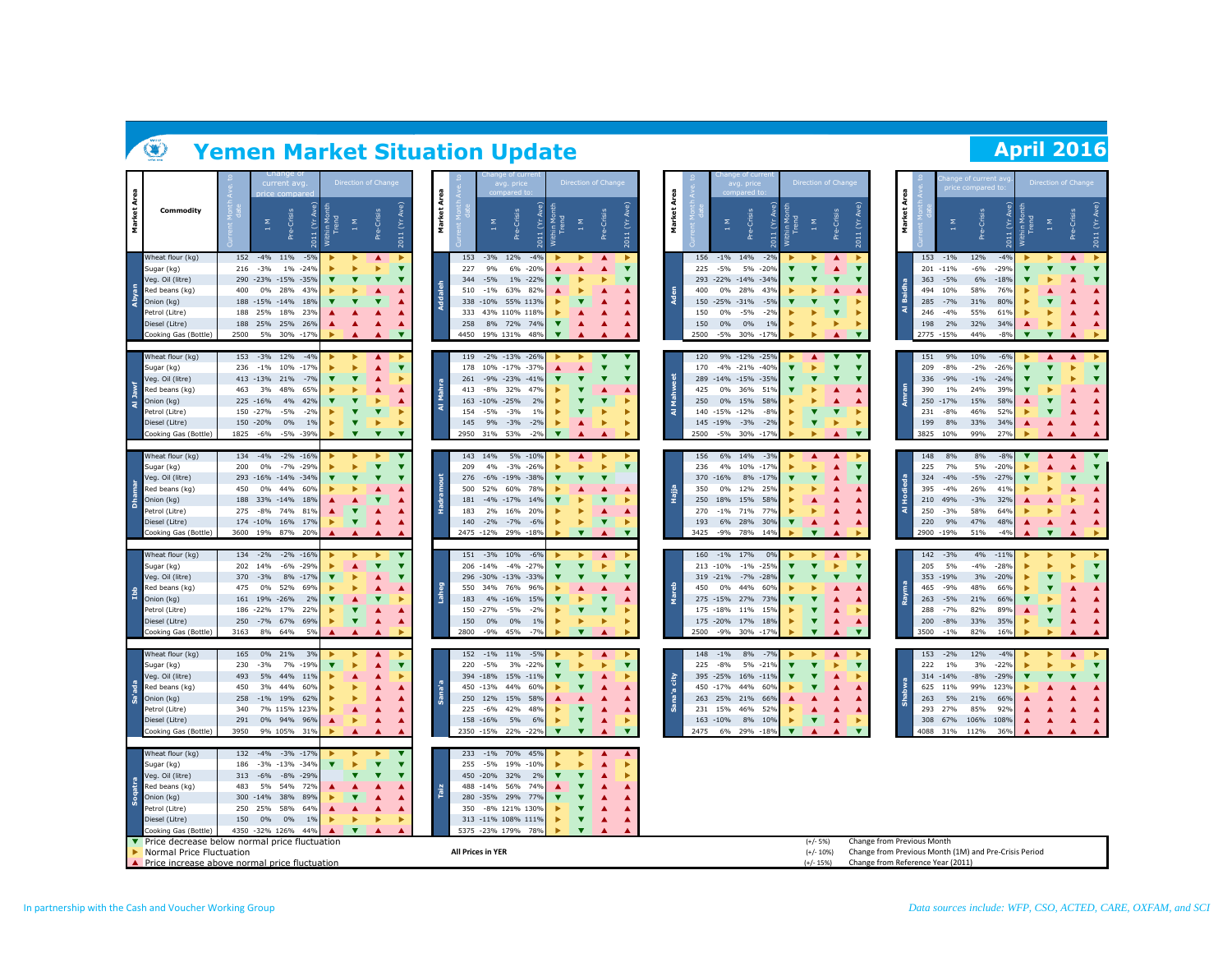# Yemen Market Situation Update

## April 2016

Columns: Current Month Ave. to date; Change of current avg. price compared to: 1 M, Pre-Crisis, 2011 (Yr Ave). The Direction of Change indicators (Within Month Trend, 1 M, Pre-Crisis, 2011 (Yr Ave)) are shown as symbols in the source and are not reproduced here.

| Market Area | Commodity | Current Month Ave. to date | 1 M | Pre-Crisis | 2011 (Yr Ave) |
|---|---|---|---|---|---|
| Abyan | Wheat flour (kg) | 152 | -4% | 11% | -5% |
| | Sugar (kg) | 216 | -3% | 1% | -24% |
| | Veg. Oil (litre) | 290 | -23% | -15% | -35% |
| | Red beans (kg) | 400 | 0% | 28% | 43% |
| | Onion (kg) | 188 | -15% | -14% | 18% |
| | Petrol (Litre) | 188 | 25% | 18% | 23% |
| | Diesel (Litre) | 188 | 25% | 25% | 26% |
| | Cooking Gas (Bottle) | 2500 | 5% | 30% | -17% |
| Addaleh | Wheat flour (kg) | 153 | -3% | 12% | -4% |
| | Sugar (kg) | 227 | 9% | 6% | -20% |
| | Veg. Oil (litre) | 344 | -5% | 1% | -22% |
| | Red beans (kg) | 510 | -1% | 63% | 82% |
| | Onion (kg) | 338 | -10% | 55% | 113% |
| | Petrol (Litre) | 333 | 43% | 110% | 118% |
| | Diesel (Litre) | 258 | 8% | 72% | 74% |
| | Cooking Gas (Bottle) | 4450 | 19% | 131% | 48% |
| Aden | Wheat flour (kg) | 156 | -1% | 14% | -2% |
| | Sugar (kg) | 225 | -5% | 5% | -20% |
| | Veg. Oil (litre) | 293 | -22% | -14% | -34% |
| | Red beans (kg) | 400 | 0% | 28% | 43% |
| | Onion (kg) | 150 | -25% | -31% | -5% |
| | Petrol (Litre) | 150 | 0% | -5% | -2% |
| | Diesel (Litre) | 150 | 0% | 0% | 1% |
| | Cooking Gas (Bottle) | 2500 | -5% | 30% | -17% |
| Al Baidha | Wheat flour (kg) | 153 | -1% | 12% | -4% |
| | Sugar (kg) | 201 | -11% | -6% | -29% |
| | Veg. Oil (litre) | 363 | -5% | 6% | -18% |
| | Red beans (kg) | 494 | 10% | 58% | 76% |
| | Onion (kg) | 285 | -7% | 31% | 80% |
| | Petrol (Litre) | 246 | -4% | 55% | 61% |
| | Diesel (Litre) | 198 | 2% | 32% | 34% |
| | Cooking Gas (Bottle) | 2775 | -15% | 44% | -8% |
| Al Jawf | Wheat flour (kg) | 153 | -3% | 12% | -4% |
| | Sugar (kg) | 236 | -1% | 10% | -17% |
| | Veg. Oil (litre) | 413 | -13% | 21% | -7% |
| | Red beans (kg) | 463 | 3% | 48% | 65% |
| | Onion (kg) | 225 | -16% | 4% | 42% |
| | Petrol (Litre) | 150 | -27% | -5% | -2% |
| | Diesel (Litre) | 150 | -20% | 0% | 1% |
| | Cooking Gas (Bottle) | 1825 | -6% | -5% | -39% |
| Al Mahra | Wheat flour (kg) | 119 | -2% | -13% | -26% |
| | Sugar (kg) | 178 | 10% | -17% | -37% |
| | Veg. Oil (litre) | 261 | -9% | -23% | -41% |
| | Red beans (kg) | 413 | -8% | 32% | 47% |
| | Onion (kg) | 163 | -10% | -25% | 2% |
| | Petrol (Litre) | 154 | -5% | -3% | 1% |
| | Diesel (Litre) | 145 | 9% | -3% | -2% |
| | Cooking Gas (Bottle) | 2950 | 31% | 53% | -2% |
| Al Mahweet | Wheat flour (kg) | 120 | 9% | -12% | -25% |
| | Sugar (kg) | 170 | -4% | -21% | -40% |
| | Veg. Oil (litre) | 289 | -14% | -15% | -35% |
| | Red beans (kg) | 425 | 0% | 36% | 51% |
| | Onion (kg) | 250 | 0% | 15% | 58% |
| | Petrol (Litre) | 140 | -15% | -12% | -8% |
| | Diesel (Litre) | 145 | -19% | -3% | -2% |
| | Cooking Gas (Bottle) | 2500 | -5% | 30% | -17% |
| Amran | Wheat flour (kg) | 151 | 9% | 10% | -6% |
| | Sugar (kg) | 209 | -8% | -2% | -26% |
| | Veg. Oil (litre) | 336 | -9% | -1% | -24% |
| | Red beans (kg) | 390 | 1% | 24% | 39% |
| | Onion (kg) | 250 | -17% | 15% | 58% |
| | Petrol (Litre) | 231 | -8% | 46% | 52% |
| | Diesel (Litre) | 199 | 8% | 33% | 34% |
| | Cooking Gas (Bottle) | 3825 | 10% | 99% | 27% |
| Dhamar | Wheat flour (kg) | 134 | -4% | -2% | -16% |
| | Sugar (kg) | 200 | 0% | -7% | -29% |
| | Veg. Oil (litre) | 293 | -16% | -14% | -34% |
| | Red beans (kg) | 450 | 0% | 44% | 60% |
| | Onion (kg) | 188 | 33% | -14% | 18% |
| | Petrol (Litre) | 275 | -8% | 74% | 81% |
| | Diesel (Litre) | 174 | -10% | 16% | 17% |
| | Cooking Gas (Bottle) | 3600 | 19% | 87% | 20% |
| Hadramout | Wheat flour (kg) | 143 | 14% | 5% | -10% |
| | Sugar (kg) | 209 | 4% | -3% | -26% |
| | Veg. Oil (litre) | 276 | -6% | -19% | -38% |
| | Red beans (kg) | 500 | 52% | 60% | 78% |
| | Onion (kg) | 181 | -4% | -17% | 14% |
| | Petrol (Litre) | 183 | 2% | 16% | 20% |
| | Diesel (Litre) | 140 | -2% | -7% | -6% |
| | Cooking Gas (Bottle) | 2475 | -12% | 29% | -18% |
| Hajja | Wheat flour (kg) | 156 | 6% | 14% | -3% |
| | Sugar (kg) | 236 | 4% | 10% | -17% |
| | Veg. Oil (litre) | 370 | -16% | 8% | -17% |
| | Red beans (kg) | 350 | 0% | 12% | 25% |
| | Onion (kg) | 250 | 18% | 15% | 58% |
| | Petrol (Litre) | 270 | -1% | 71% | 77% |
| | Diesel (Litre) | 193 | 6% | 28% | 30% |
| | Cooking Gas (Bottle) | 3425 | -9% | 78% | 14% |
| Al Hodieda | Wheat flour (kg) | 148 | 8% | 8% | -8% |
| | Sugar (kg) | 225 | 7% | 5% | -20% |
| | Veg. Oil (litre) | 324 | -4% | -5% | -27% |
| | Red beans (kg) | 395 | -4% | 26% | 41% |
| | Onion (kg) | 210 | 49% | -3% | 32% |
| | Petrol (Litre) | 250 | -3% | 58% | 64% |
| | Diesel (Litre) | 220 | 9% | 47% | 48% |
| | Cooking Gas (Bottle) | 2900 | -19% | 51% | -4% |
| Ibb | Wheat flour (kg) | 134 | -2% | -2% | -16% |
| | Sugar (kg) | 202 | 14% | -6% | -29% |
| | Veg. Oil (litre) | 370 | -3% | 8% | -17% |
| | Red beans (kg) | 475 | 0% | 52% | 69% |
| | Onion (kg) | 161 | 19% | -26% | 2% |
| | Petrol (Litre) | 186 | -22% | 17% | 22% |
| | Diesel (Litre) | 250 | -7% | 67% | 69% |
| | Cooking Gas (Bottle) | 3163 | 8% | 64% | 5% |
| Laheg | Wheat flour (kg) | 151 | -3% | 10% | -6% |
| | Sugar (kg) | 206 | -14% | -4% | -27% |
| | Veg. Oil (litre) | 296 | -30% | -13% | -33% |
| | Red beans (kg) | 550 | 34% | 76% | 96% |
| | Onion (kg) | 183 | 4% | -16% | 15% |
| | Petrol (Litre) | 150 | -27% | -5% | -2% |
| | Diesel (Litre) | 150 | 0% | 0% | 1% |
| | Cooking Gas (Bottle) | 2800 | -9% | 45% | -7% |
| Mareb | Wheat flour (kg) | 160 | -1% | 17% | 0% |
| | Sugar (kg) | 213 | -10% | -1% | -25% |
| | Veg. Oil (litre) | 319 | -21% | -7% | -28% |
| | Red beans (kg) | 450 | 0% | 44% | 60% |
| | Onion (kg) | 275 | -15% | 27% | 73% |
| | Petrol (Litre) | 175 | -18% | 11% | 15% |
| | Diesel (Litre) | 175 | -20% | 17% | 18% |
| | Cooking Gas (Bottle) | 2500 | -9% | 30% | -17% |
| Rayma | Wheat flour (kg) | 142 | -3% | 4% | -11% |
| | Sugar (kg) | 205 | 5% | -4% | -28% |
| | Veg. Oil (litre) | 353 | -19% | 3% | -20% |
| | Red beans (kg) | 465 | -9% | 48% | 66% |
| | Onion (kg) | 263 | -5% | 21% | 66% |
| | Petrol (Litre) | 288 | -7% | 82% | 89% |
| | Diesel (Litre) | 200 | -8% | 33% | 35% |
| | Cooking Gas (Bottle) | 3500 | -1% | 82% | 16% |
| Sa'ada | Wheat flour (kg) | 165 | 0% | 21% | 3% |
| | Sugar (kg) | 230 | -3% | 7% | -19% |
| | Veg. Oil (litre) | 493 | 5% | 44% | 11% |
| | Red beans (kg) | 450 | 3% | 44% | 60% |
| | Onion (kg) | 258 | -1% | 19% | 62% |
| | Petrol (Litre) | 340 | 7% | 115% | 123% |
| | Diesel (Litre) | 291 | 0% | 94% | 96% |
| | Cooking Gas (Bottle) | 3950 | 9% | 105% | 31% |
| Sana'a | Wheat flour (kg) | 152 | -1% | 11% | -5% |
| | Sugar (kg) | 220 | -5% | 3% | -22% |
| | Veg. Oil (litre) | 394 | -18% | 15% | -11% |
| | Red beans (kg) | 450 | -13% | 44% | 60% |
| | Onion (kg) | 250 | 12% | 15% | 58% |
| | Petrol (Litre) | 225 | -6% | 42% | 48% |
| | Diesel (Litre) | 158 | -16% | 5% | 6% |
| | Cooking Gas (Bottle) | 2350 | -15% | 22% | -22% |
| Sana'a city | Wheat flour (kg) | 148 | -1% | 8% | -7% |
| | Sugar (kg) | 225 | -8% | 5% | -21% |
| | Veg. Oil (litre) | 395 | -25% | 16% | -11% |
| | Red beans (kg) | 450 | -17% | 44% | 60% |
| | Onion (kg) | 263 | 25% | 21% | 66% |
| | Petrol (Litre) | 231 | 15% | 46% | 52% |
| | Diesel (Litre) | 163 | -10% | 8% | 10% |
| | Cooking Gas (Bottle) | 2475 | 6% | 29% | -18% |
| Shabwa | Wheat flour (kg) | 153 | -2% | 12% | -4% |
| | Sugar (kg) | 222 | 1% | 3% | -22% |
| | Veg. Oil (litre) | 314 | -14% | -8% | -29% |
| | Red beans (kg) | 625 | 11% | 99% | 123% |
| | Onion (kg) | 263 | 5% | 21% | 66% |
| | Petrol (Litre) | 293 | 27% | 85% | 92% |
| | Diesel (Litre) | 308 | 67% | 106% | 108% |
| | Cooking Gas (Bottle) | 4088 | 31% | 112% | 36% |
| Soqatra | Wheat flour (kg) | 132 | -4% | -3% | -17% |
| | Sugar (kg) | 186 | -3% | -13% | -34% |
| | Veg. Oil (litre) | 313 | -6% | -8% | -29% |
| | Red beans (kg) | 483 | 5% | 54% | 72% |
| | Onion (kg) | 300 | -14% | 38% | 89% |
| | Petrol (Litre) | 250 | 25% | 58% | 64% |
| | Diesel (Litre) | 150 | 0% | 0% | 1% |
| | Cooking Gas (Bottle) | 4350 | -32% | 126% | 44% |
| Taiz | Wheat flour (kg) | 233 | -1% | 70% | 45% |
| | Sugar (kg) | 255 | -5% | 19% | -10% |
| | Veg. Oil (litre) | 450 | -20% | 32% | 2% |
| | Red beans (kg) | 488 | -14% | 56% | 74% |
| | Onion (kg) | 280 | -35% | 29% | 77% |
| | Petrol (Litre) | 350 | -8% | 121% | 130% |
| | Diesel (Litre) | 313 | -11% | 108% | 111% |
| | Cooking Gas (Bottle) | 5375 | -23% | 179% | 78% |

▼ Price decrease below normal price fluctuation
► Normal Price Fluctuation
▲ Price increase above normal price fluctuation

**All Prices in YER**

(+/- 5%) Change from Previous Month
(+/- 10%) Change from Previous Month (1M) and Pre-Crisis Period
(+/- 15%) Change from Reference Year (2011)

In partnership with the Cash and Voucher Working Group

*Data sources include: WFP, CSO, ACTED, CARE, OXFAM, and SCI*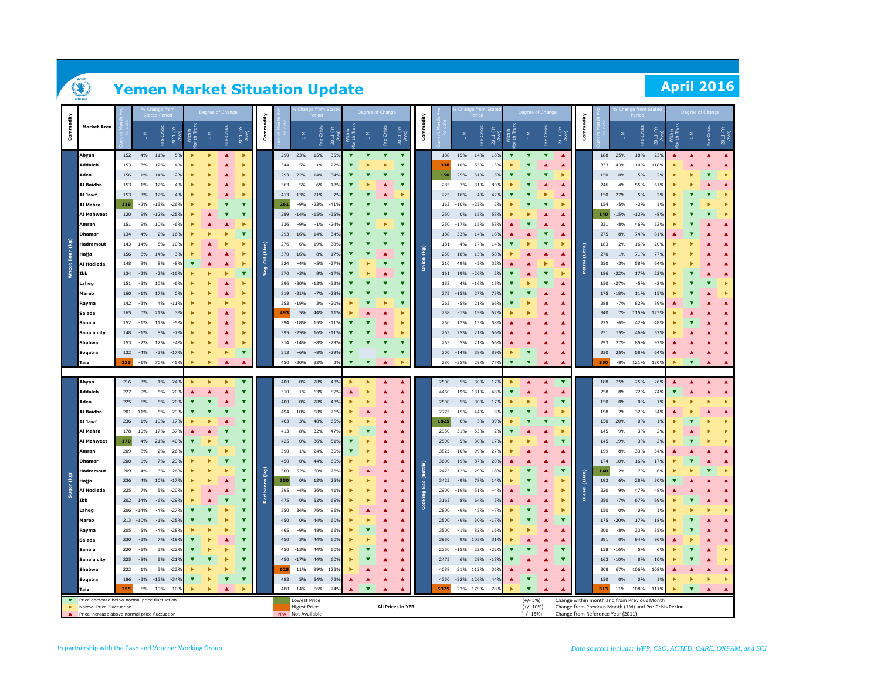# Yemen Market Situation Update

## April 2016

| Market Area | Wheat flour (kg) – Current Month Ave. to date | Wheat flour – % Change 1M | Wheat flour – % Change Pre-Crisis | Wheat flour – % Change 2011 (Yr Ave) | Veg. Oil (litre) – Current Month Ave. to date | Veg. Oil – % Change 1M | Veg. Oil – % Change Pre-Crisis | Veg. Oil – % Change 2011 (Yr Ave) | Onion (kg) – Current Month Ave. to date | Onion – % Change 1M | Onion – % Change Pre-Crisis | Onion – % Change 2011 (Yr Ave) | Petrol (Litre) – Current Month Ave. to date | Petrol – % Change 1M | Petrol – % Change Pre-Crisis | Petrol – % Change 2011 (Yr Ave) |
|---|---|---|---|---|---|---|---|---|---|---|---|---|---|---|---|---|
| Abyan | 152 | -4% | 11% | -5% | 290 | -23% | -15% | -35% | 188 | -15% | -14% | 18% | 188 | 25% | 18% | 23% |
| Addaleh | 153 | -3% | 12% | -4% | 344 | -5% | 1% | -22% | 338 | -10% | 55% | 113% | 333 | 43% | 110% | 118% |
| Aden | 156 | -1% | 14% | -2% | 293 | -22% | -14% | -34% | 150 | -25% | -31% | -5% | 150 | 0% | -5% | -2% |
| Al Baidha | 153 | -1% | 12% | -4% | 363 | -5% | 6% | -18% | 285 | -7% | 31% | 80% | 246 | -4% | 55% | 61% |
| Al Jawf | 153 | -3% | 12% | -4% | 413 | -13% | 21% | -7% | 225 | -16% | 4% | 42% | 150 | -27% | -5% | -2% |
| Al Mahra | 119 | -2% | -13% | -26% | 261 | -9% | -23% | -41% | 163 | -10% | -25% | 2% | 154 | -5% | -3% | 1% |
| Al Mahweet | 120 | 9% | -12% | -25% | 289 | -14% | -15% | -35% | 250 | 0% | 15% | 58% | 140 | -15% | -12% | -8% |
| Amran | 151 | 9% | 10% | -6% | 336 | -9% | -1% | -24% | 250 | -17% | 15% | 58% | 231 | -8% | 46% | 52% |
| Dhamar | 134 | -4% | -2% | -16% | 293 | -16% | -14% | -34% | 188 | 33% | -14% | 18% | 275 | -8% | 74% | 81% |
| Hadramout | 143 | 14% | 5% | -10% | 276 | -6% | -19% | -38% | 181 | -4% | -17% | 14% | 183 | 2% | 16% | 20% |
| Hajja | 156 | 6% | 14% | -3% | 370 | -16% | 8% | -17% | 250 | 18% | 15% | 58% | 270 | -1% | 71% | 77% |
| Al Hodieda | 148 | 8% | 8% | -8% | 324 | -4% | -5% | -27% | 210 | 49% | -3% | 32% | 250 | -3% | 58% | 64% |
| Ibb | 134 | -2% | -2% | -16% | 370 | -3% | 8% | -17% | 161 | 19% | -26% | 2% | 186 | -22% | 17% | 22% |
| Laheg | 151 | -3% | 10% | -6% | 296 | -30% | -13% | -33% | 183 | 4% | -16% | 15% | 150 | -27% | -5% | -2% |
| Mareb | 160 | -1% | 17% | 0% | 319 | -21% | -7% | -28% | 275 | -15% | 27% | 73% | 175 | -18% | 11% | 15% |
| Rayma | 142 | -3% | 4% | -11% | 353 | -19% | 3% | -20% | 263 | -5% | 21% | 66% | 288 | -7% | 82% | 89% |
| Sa'ada | 165 | 0% | 21% | 3% | 493 | 5% | 44% | 11% | 258 | -1% | 19% | 62% | 340 | 7% | 115% | 123% |
| Sana'a | 152 | -1% | 11% | -5% | 394 | -18% | 15% | -11% | 250 | 12% | 15% | 58% | 225 | -6% | 42% | 48% |
| Sana'a city | 148 | -1% | 8% | -7% | 395 | -25% | 16% | -11% | 263 | 25% | 21% | 66% | 231 | 15% | 46% | 52% |
| Shabwa | 153 | -2% | 12% | -4% | 314 | -14% | -8% | -29% | 263 | 5% | 21% | 66% | 293 | 27% | 85% | 92% |
| Soqatra | 132 | -4% | -3% | -17% | 313 | -6% | -8% | -29% | 300 | -14% | 38% | 89% | 250 | 25% | 58% | 64% |
| Taiz | 233 | -1% | 70% | 45% | 450 | -20% | 32% | 2% | 280 | -35% | 29% | 77% | 350 | -8% | 121% | 130% |

| Market Area | Sugar (kg) – Current Month Ave. to date | Sugar – % Change 1M | Sugar – % Change Pre-Crisis | Sugar – % Change 2011 (Yr Ave) | Red beans (kg) – Current Month Ave. to date | Red beans – % Change 1M | Red beans – % Change Pre-Crisis | Red beans – % Change 2011 (Yr Ave) | Cooking Gas (Bottle) – Current Month Ave. to date | Cooking Gas – % Change 1M | Cooking Gas – % Change Pre-Crisis | Cooking Gas – % Change 2011 (Yr Ave) | Diesel (Litre) – Current Month Ave. to date | Diesel – % Change 1M | Diesel – % Change Pre-Crisis | Diesel – % Change 2011 (Yr Ave) |
|---|---|---|---|---|---|---|---|---|---|---|---|---|---|---|---|---|
| Abyan | 216 | -3% | 1% | -24% | 400 | 0% | 28% | 43% | 2500 | 5% | 30% | -17% | 188 | 25% | 25% | 26% |
| Addaleh | 227 | 9% | 6% | -20% | 510 | -1% | 63% | 82% | 4450 | 19% | 131% | 48% | 258 | 8% | 72% | 74% |
| Aden | 225 | -5% | 5% | -20% | 400 | 0% | 28% | 43% | 2500 | -5% | 30% | -17% | 150 | 0% | 0% | 1% |
| Al Baidha | 201 | -11% | -6% | -29% | 494 | 10% | 58% | 76% | 2775 | -15% | 44% | -8% | 198 | 2% | 32% | 34% |
| Al Jawf | 236 | -1% | 10% | -17% | 463 | 3% | 48% | 65% | 1825 | -6% | -5% | -39% | 150 | -20% | 0% | 1% |
| Al Mahra | 178 | 10% | -17% | -37% | 413 | -8% | 32% | 47% | 2950 | 31% | 53% | -2% | 145 | 9% | -3% | -2% |
| Al Mahweet | 170 | -4% | -21% | -40% | 425 | 0% | 36% | 51% | 2500 | -5% | 30% | -17% | 145 | -19% | -3% | -2% |
| Amran | 209 | -8% | -2% | -26% | 390 | 1% | 24% | 39% | 3825 | 10% | 99% | 27% | 199 | 8% | 33% | 34% |
| Dhamar | 200 | 0% | -7% | -29% | 450 | 0% | 44% | 60% | 3600 | 19% | 87% | 20% | 174 | -10% | 16% | 17% |
| Hadramout | 209 | 4% | -3% | -26% | 500 | 52% | 60% | 78% | 2475 | -12% | 29% | -18% | 140 | -2% | -7% | -6% |
| Hajja | 236 | 4% | 10% | -17% | 350 | 0% | 12% | 25% | 3425 | -9% | 78% | 14% | 193 | 6% | 28% | 30% |
| Al Hodieda | 225 | 7% | 5% | -20% | 395 | -4% | 26% | 41% | 2900 | -19% | 51% | -4% | 220 | 9% | 47% | 48% |
| Ibb | 202 | 14% | -6% | -29% | 475 | 0% | 52% | 69% | 3163 | 8% | 64% | 5% | 250 | -7% | 67% | 69% |
| Laheg | 206 | -14% | -4% | -27% | 550 | 34% | 76% | 96% | 2800 | -9% | 45% | -7% | 150 | 0% | 0% | 1% |
| Mareb | 213 | -10% | -1% | -25% | 450 | 0% | 44% | 60% | 2500 | -9% | 30% | -17% | 175 | -20% | 17% | 18% |
| Rayma | 205 | 5% | -4% | -28% | 465 | -9% | 48% | 66% | 3500 | -1% | 82% | 16% | 200 | -8% | 33% | 35% |
| Sa'ada | 230 | -3% | 7% | -19% | 450 | 3% | 44% | 60% | 3950 | 9% | 105% | 31% | 291 | 0% | 94% | 96% |
| Sana'a | 220 | -5% | 3% | -22% | 450 | -13% | 44% | 60% | 2350 | -15% | 22% | -22% | 158 | -16% | 5% | 6% |
| Sana'a city | 225 | -8% | 5% | -21% | 450 | -17% | 44% | 60% | 2475 | 6% | 29% | -18% | 163 | -10% | 8% | 10% |
| Shabwa | 222 | 1% | 3% | -22% | 625 | 11% | 99% | 123% | 4088 | 31% | 112% | 36% | 308 | 67% | 106% | 108% |
| Soqatra | 186 | -3% | -13% | -34% | 483 | 5% | 54% | 72% | 4350 | -32% | 126% | 44% | 150 | 0% | 0% | 1% |
| Taiz | 255 | -5% | 19% | -10% | 488 | -14% | 56% | 74% | 5375 | -23% | 179% | 78% | 313 | -11% | 108% | 111% |

▼ Price decrease below normal price fluctuation
► Normal Price Fluctuation
▲ Price increase above normal price fluctuation

Lowest Price
Higest Price
N/A Not Available

All Prices in YER

(+/- 5%) Change within month and from Previous Month
(+/- 10%) Change from Previous Month (1M) and Pre-Crisis Period
(+/- 15%) Change from Reference Year (2011)

In partnership with the Cash and Voucher Working Group

*Data sources include: WFP, CSO, ACTED, CARE, OXFAM, and SCI*